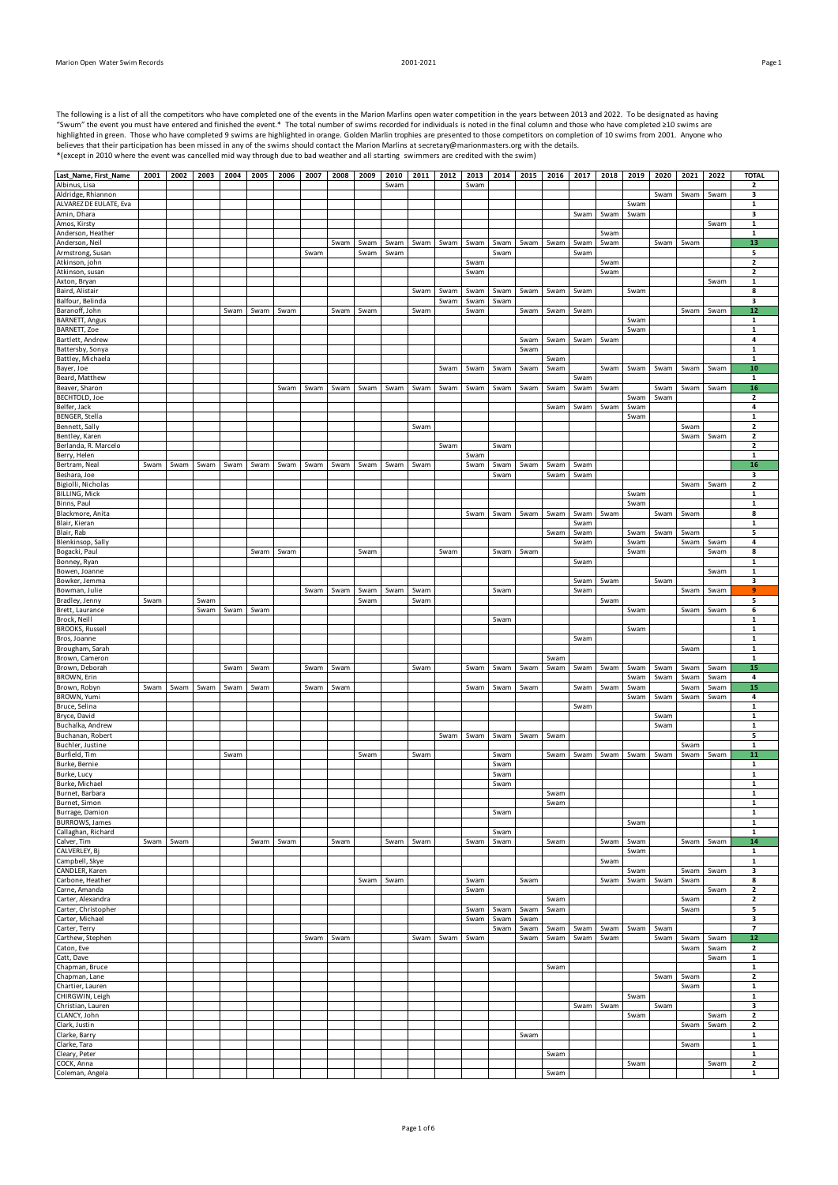The following is a list of all the competitors who have completed one of the events in the Marion Marlins open water competition in the years between 2013 and 2022. To be designated as having "Swum" the event you must have entered and finished the event.* The total number of swims recorded for individuals is noted in the final column and those who have completed ≥10 swims are highlighted in green. Those who have completed 9 swims are highlighted in orange. Golden Marlin trophies are presented to those competitors on completion of 10 swims from 2001. Anyone who believes that their participation has been missed in any of the swims should contact the Marion Marlins at secretary@marionmasters.org with the details.
*(except in 2010 where the event was cancelled mid way through due to bad weather and all starting swimmers are credited with the swim)

| Last_Name, First_Name | 2001 | 2002 | 2003 | 2004 | 2005 | 2006 | 2007 | 2008 | 2009 | 2010 | 2011 | 2012 | 2013 | 2014 | 2015 | 2016 | 2017 | 2018 | 2019 | 2020 | 2021 | 2022 | TOTAL |
|---|---|---|---|---|---|---|---|---|---|---|---|---|---|---|---|---|---|---|---|---|---|---|---|
| Albinus, Lisa | | | | | | | | | | Swam | | | Swam | | | | | | | | | | 2 |
| Aldridge, Rhiannon | | | | | | | | | | | | | | | | | | | | Swam | Swam | Swam | 3 |
| ALVAREZ DE EULATE, Eva | | | | | | | | | | | | | | | | | | | Swam | | | | 1 |
| Amin, Dhara | | | | | | | | | | | | | | | | | Swam | Swam | Swam | | | | 3 |
| Amos, Kirsty | | | | | | | | | | | | | | | | | | | | | | Swam | 1 |
| Anderson, Heather | | | | | | | | | | | | | | | | | | Swam | | | | | 1 |
| Anderson, Neil | | | | | | | | Swam | Swam | Swam | Swam | Swam | Swam | Swam | Swam | Swam | Swam | Swam | | Swam | Swam | | 13 |
| Armstrong, Susan | | | | | | | Swam | | Swam | Swam | | | | Swam | | | Swam | | | | | | 5 |
| Atkinson, john | | | | | | | | | | | | | Swam | | | | | Swam | | | | | 2 |
| Atkinson, susan | | | | | | | | | | | | | Swam | | | | | Swam | | | | | 2 |
| Axton, Bryan | | | | | | | | | | | | | | | | | | | | | | Swam | 1 |
| Baird, Alistair | | | | | | | | | | | Swam | Swam | Swam | Swam | Swam | Swam | Swam | | Swam | | | | 8 |
| Balfour, Belinda | | | | | | | | | | | | Swam | Swam | Swam | | | | | | | | | 3 |
| Baranoff, John | | | | Swam | Swam | Swam | | Swam | Swam | | Swam | | Swam | | Swam | Swam | Swam | | | | Swam | Swam | 12 |
| BARNETT, Angus | | | | | | | | | | | | | | | | | | | Swam | | | | 1 |
| BARNETT, Zoe | | | | | | | | | | | | | | | | | | | Swam | | | | 1 |
| Bartlett, Andrew | | | | | | | | | | | | | | Swam | Swam | Swam | Swam | | | | | | 4 |
| Battersby, Sonya | | | | | | | | | | | | | | | Swam | | | | | | | | 1 |
| Battley, Michaela | | | | | | | | | | | | | | | | Swam | | | | | | | 1 |
| Bayer, Joe | | | | | | | | | | | | Swam | Swam | Swam | Swam | Swam | | Swam | Swam | Swam | Swam | Swam | 10 |
| Beard, Matthew | | | | | | | | | | | | | | | | | Swam | | | | | | 1 |
| Beaver, Sharon | | | | | | Swam | Swam | Swam | Swam | Swam | Swam | Swam | Swam | Swam | Swam | Swam | Swam | Swam | | Swam | Swam | Swam | 16 |
| BECHTOLD, Joe | | | | | | | | | | | | | | | | | | | Swam | Swam | | | 2 |
| Belfer, Jack | | | | | | | | | | | | | | | | Swam | Swam | Swam | Swam | | | | 4 |
| BENGER, Stella | | | | | | | | | | | | | | | | | | | Swam | | | | 1 |
| Bennett, Sally | | | | | | | | | | | Swam | | | | | | | | | | Swam | | 2 |
| Bentley, Karen | | | | | | | | | | | | | | | | | | | | | Swam | Swam | 2 |
| Berlanda, R. Marcelo | | | | | | | | | | | | Swam | | Swam | | | | | | | | | 2 |
| Berry, Helen | | | | | | | | | | | | | Swam | | | | | | | | | | 1 |
| Bertram, Neal | Swam | Swam | Swam | Swam | Swam | Swam | Swam | Swam | Swam | Swam | Swam | | Swam | Swam | Swam | Swam | Swam | | | | | | 16 |
| Beshara, Joe | | | | | | | | | | | | | | Swam | | Swam | Swam | | | | | | 3 |
| Bigiolli, Nicholas | | | | | | | | | | | | | | | | | | | | | Swam | Swam | 2 |
| BILLING, Mick | | | | | | | | | | | | | | | | | | | Swam | | | | 1 |
| Binns, Paul | | | | | | | | | | | | | | | | | | | Swam | | | | 1 |
| Blackmore, Anita | | | | | | | | | | | | | Swam | Swam | Swam | Swam | Swam | Swam | | Swam | Swam | | 8 |
| Blair, Kieran | | | | | | | | | | | | | | | | | Swam | | | | | | 1 |
| Blair, Rab | | | | | | | | | | | | | | | | Swam | Swam | | Swam | Swam | Swam | | 5 |
| Blenkinsop, Sally | | | | | | | | | | | | | | | | | Swam | | Swam | | Swam | Swam | 4 |
| Bogacki, Paul | | | | | Swam | Swam | | | Swam | | | Swam | | Swam | Swam | | | | Swam | | | Swam | 8 |
| Bonney, Ryan | | | | | | | | | | | | | | | | | Swam | | | | | | 1 |
| Bowen, Joanne | | | | | | | | | | | | | | | | | | | | | | Swam | 1 |
| Bowker, Jemma | | | | | | | | | | | | | | | | | Swam | Swam | | Swam | | | 3 |
| Bowman, Julie | | | | | | | Swam | Swam | Swam | Swam | Swam | | | Swam | | | Swam | | | | Swam | Swam | 9 |
| Bradley, Jenny | Swam | | Swam | | | | | | Swam | | Swam | | | | | | | Swam | | | | | 5 |
| Brett, Laurance | | | Swam | Swam | Swam | | | | | | | | | | | | | | Swam | | Swam | Swam | 6 |
| Brock, Neill | | | | | | | | | | | | | | Swam | | | | | | | | | 1 |
| BROOKS, Russell | | | | | | | | | | | | | | | | | | | Swam | | | | 1 |
| Bros, Joanne | | | | | | | | | | | | | | | | | Swam | | | | | | 1 |
| Brougham, Sarah | | | | | | | | | | | | | | | | | | | | | Swam | | 1 |
| Brown, Cameron | | | | | | | | | | | | | | | | Swam | | | | | | | 1 |
| Brown, Deborah | | | | Swam | Swam | | Swam | Swam | | | Swam | | Swam | Swam | Swam | Swam | Swam | Swam | Swam | Swam | Swam | Swam | 15 |
| BROWN, Erin | | | | | | | | | | | | | | | | | | | Swam | Swam | Swam | Swam | 4 |
| Brown, Robyn | Swam | Swam | Swam | Swam | Swam | | Swam | Swam | | | | | Swam | Swam | Swam | | Swam | Swam | Swam | | Swam | Swam | 15 |
| BROWN, Yumi | | | | | | | | | | | | | | | | | | | Swam | Swam | Swam | Swam | 4 |
| Bruce, Selina | | | | | | | | | | | | | | | | | Swam | | | | | | 1 |
| Bryce, David | | | | | | | | | | | | | | | | | | | | Swam | | | 1 |
| Buchalka, Andrew | | | | | | | | | | | | | | | | | | | | Swam | | | 1 |
| Buchanan, Robert | | | | | | | | | | | | Swam | Swam | Swam | Swam | Swam | | | | | | | 5 |
| Buchler, Justine | | | | | | | | | | | | | | | | | | | | | Swam | | 1 |
| Burfield, Tim | | | | Swam | | | | | Swam | | Swam | | | Swam | | Swam | Swam | Swam | Swam | Swam | Swam | Swam | 11 |
| Burke, Bernie | | | | | | | | | | | | | | Swam | | | | | | | | | 1 |
| Burke, Lucy | | | | | | | | | | | | | | Swam | | | | | | | | | 1 |
| Burke, Michael | | | | | | | | | | | | | | Swam | | | | | | | | | 1 |
| Burnet, Barbara | | | | | | | | | | | | | | | | Swam | | | | | | | 1 |
| Burnet, Simon | | | | | | | | | | | | | | | | Swam | | | | | | | 1 |
| Burrage, Damion | | | | | | | | | | | | | | Swam | | | | | | | | | 1 |
| BURROWS, James | | | | | | | | | | | | | | | | | | | Swam | | | | 1 |
| Callaghan, Richard | | | | | | | | | | | | | | Swam | | | | | | | | | 1 |
| Calver, Tim | Swam | Swam | | | Swam | Swam | | Swam | | Swam | Swam | | Swam | Swam | | Swam | | Swam | Swam | | Swam | Swam | 14 |
| CALVERLEY, Bj | | | | | | | | | | | | | | | | | | | Swam | | | | 1 |
| Campbell, Skye | | | | | | | | | | | | | | | | | | Swam | | | | | 1 |
| CANDLER, Karen | | | | | | | | | | | | | | | | | | | Swam | | Swam | Swam | 3 |
| Carbone, Heather | | | | | | | | | Swam | Swam | | | Swam | | Swam | | | Swam | Swam | Swam | Swam | | 8 |
| Carne, Amanda | | | | | | | | | | | | | Swam | | | | | | | | | Swam | 2 |
| Carter, Alexandra | | | | | | | | | | | | | | | | Swam | | | | | Swam | | 2 |
| Carter, Christopher | | | | | | | | | | | | | Swam | Swam | Swam | Swam | | | | | Swam | | 5 |
| Carter, Michael | | | | | | | | | | | | | Swam | Swam | Swam | | | | | | | | 3 |
| Carter, Terry | | | | | | | | | | | | | | Swam | Swam | Swam | Swam | Swam | Swam | Swam | | | 7 |
| Carthew, Stephen | | | | | | | Swam | Swam | | | Swam | Swam | Swam | | Swam | Swam | Swam | Swam | | Swam | Swam | Swam | 12 |
| Caton, Eve | | | | | | | | | | | | | | | | | | | | | Swam | Swam | 2 |
| Catt, Dave | | | | | | | | | | | | | | | | | | | | | | Swam | 1 |
| Chapman, Bruce | | | | | | | | | | | | | | | | Swam | | | | | | | 1 |
| Chapman, Lane | | | | | | | | | | | | | | | | | | | | Swam | Swam | | 2 |
| Chartier, Lauren | | | | | | | | | | | | | | | | | | | | | Swam | | 1 |
| CHIRGWIN, Leigh | | | | | | | | | | | | | | | | | | | Swam | | | | 1 |
| Christian, Lauren | | | | | | | | | | | | | | | | | Swam | Swam | | Swam | | | 3 |
| CLANCY, John | | | | | | | | | | | | | | | | | | | Swam | | | Swam | 2 |
| Clark, Justin | | | | | | | | | | | | | | | | | | | | | Swam | Swam | 2 |
| Clarke, Barry | | | | | | | | | | | | | | | Swam | | | | | | | | 1 |
| Clarke, Tara | | | | | | | | | | | | | | | | | | | | | Swam | | 1 |
| Cleary, Peter | | | | | | | | | | | | | | | | Swam | | | | | | | 1 |
| COCK, Anna | | | | | | | | | | | | | | | | | | | Swam | | | Swam | 2 |
| Coleman, Angela | | | | | | | | | | | | | | | | Swam | | | | | | | 1 |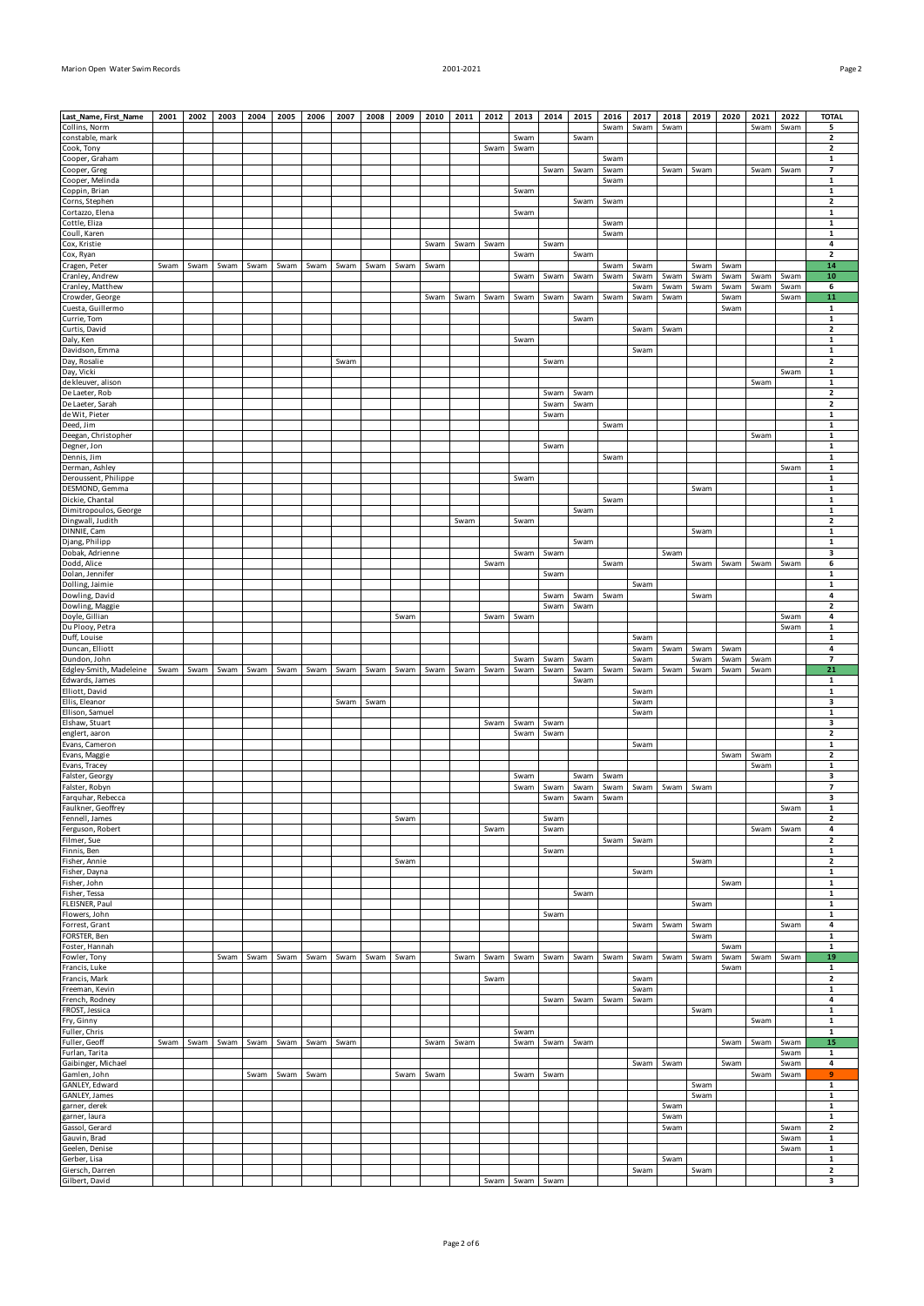| Last_Name, First_Name | 2001 | 2002 | 2003 | 2004 | 2005 | 2006 | 2007 | 2008 | 2009 | 2010 | 2011 | 2012 | 2013 | 2014 | 2015 | 2016 | 2017 | 2018 | 2019 | 2020 | 2021 | 2022 | TOTAL |
|---|---|---|---|---|---|---|---|---|---|---|---|---|---|---|---|---|---|---|---|---|---|---|---|
| Collins, Norm | | | | | | | | | | | | | | | | Swam | Swam | Swam | | | Swam | Swam | 5 |
| constable, mark | | | | | | | | | | | | | Swam | | Swam | | | | | | | | 2 |
| Cook, Tony | | | | | | | | | | | | Swam | Swam | | | | | | | | | | 2 |
| Cooper, Graham | | | | | | | | | | | | | | | | Swam | | | | | | | 1 |
| Cooper, Greg | | | | | | | | | | | | | | Swam | Swam | Swam | | Swam | Swam | | Swam | Swam | 7 |
| Cooper, Melinda | | | | | | | | | | | | | | | | Swam | | | | | | | 1 |
| Coppin, Brian | | | | | | | | | | | | | Swam | | | | | | | | | | 1 |
| Corns, Stephen | | | | | | | | | | | | | | | Swam | Swam | | | | | | | 2 |
| Cortazzo, Elena | | | | | | | | | | | | | Swam | | | | | | | | | | 1 |
| Cottle, Eliza | | | | | | | | | | | | | | | | Swam | | | | | | | 1 |
| Coull, Karen | | | | | | | | | | | | | | | | Swam | | | | | | | 1 |
| Cox, Kristie | | | | | | | | | | Swam | Swam | Swam | | Swam | | | | | | | | | 4 |
| Cox, Ryan | | | | | | | | | | | | | Swam | | Swam | | | | | | | | 2 |
| Cragen, Peter | Swam | Swam | Swam | Swam | Swam | Swam | Swam | Swam | Swam | Swam | | | | | | Swam | Swam | | Swam | Swam | | | 14 |
| Cranley, Andrew | | | | | | | | | | | | | Swam | Swam | Swam | Swam | Swam | Swam | Swam | Swam | Swam | Swam | 10 |
| Cranley, Matthew | | | | | | | | | | | | | | | | | Swam | Swam | Swam | Swam | Swam | Swam | 6 |
| Crowder, George | | | | | | | | | | Swam | Swam | Swam | Swam | Swam | Swam | Swam | Swam | Swam | | Swam | | Swam | 11 |
| Cuesta, Guillermo | | | | | | | | | | | | | | | | | | | | Swam | | | 1 |
| Currie, Tom | | | | | | | | | | | | | | | Swam | | | | | | | | 1 |
| Curtis, David | | | | | | | | | | | | | | | | | Swam | Swam | | | | | 2 |
| Daly, Ken | | | | | | | | | | | | | Swam | | | | | | | | | | 1 |
| Davidson, Emma | | | | | | | | | | | | | | | | | Swam | | | | | | 1 |
| Day, Rosalie | | | | | | | Swam | | | | | | | Swam | | | | | | | | | 2 |
| Day, Vicki | | | | | | | | | | | | | | | | | | | | | | Swam | 1 |
| de kleuver, alison | | | | | | | | | | | | | | | | | | | | | Swam | | 1 |
| De Laeter, Rob | | | | | | | | | | | | | | Swam | Swam | | | | | | | | 2 |
| De Laeter, Sarah | | | | | | | | | | | | | | Swam | Swam | | | | | | | | 2 |
| de Wit, Pieter | | | | | | | | | | | | | | Swam | | | | | | | | | 1 |
| Deed, Jim | | | | | | | | | | | | | | | | Swam | | | | | | | 1 |
| Deegan, Christopher | | | | | | | | | | | | | | | | | | | | | Swam | | 1 |
| Degner, Jon | | | | | | | | | | | | | | Swam | | | | | | | | | 1 |
| Dennis, Jim | | | | | | | | | | | | | | | | Swam | | | | | | | 1 |
| Derman, Ashley | | | | | | | | | | | | | | | | | | | | | | Swam | 1 |
| Deroussent, Philippe | | | | | | | | | | | | | Swam | | | | | | | | | | 1 |
| DESMOND, Gemma | | | | | | | | | | | | | | | | | | | Swam | | | | 1 |
| Dickie, Chantal | | | | | | | | | | | | | | | | Swam | | | | | | | 1 |
| Dimitropoulos, George | | | | | | | | | | | | | | | Swam | | | | | | | | 1 |
| Dingwall, Judith | | | | | | | | | | | Swam | | Swam | | | | | | | | | | 2 |
| DINNIE, Cam | | | | | | | | | | | | | | | | | | | Swam | | | | 1 |
| Djang, Philipp | | | | | | | | | | | | | | | Swam | | | | | | | | 1 |
| Dobak, Adrienne | | | | | | | | | | | | | Swam | Swam | | | | Swam | | | | | 3 |
| Dodd, Alice | | | | | | | | | | | | Swam | | | | Swam | | | Swam | Swam | Swam | Swam | 6 |
| Dolan, Jennifer | | | | | | | | | | | | | | Swam | | | | | | | | | 1 |
| Dolling, Jaimie | | | | | | | | | | | | | | | | | Swam | | | | | | 1 |
| Dowling, David | | | | | | | | | | | | | | Swam | Swam | Swam | | | Swam | | | | 4 |
| Dowling, Maggie | | | | | | | | | | | | | | Swam | Swam | | | | | | | | 2 |
| Doyle, Gillian | | | | | | | | | Swam | | | Swam | Swam | | | | | | | | | Swam | 4 |
| Du Plooy, Petra | | | | | | | | | | | | | | | | | | | | | | Swam | 1 |
| Duff, Louise | | | | | | | | | | | | | | | | | Swam | | | | | | 1 |
| Duncan, Elliott | | | | | | | | | | | | | | | | | Swam | Swam | Swam | Swam | | | 4 |
| Dundon, John | | | | | | | | | | | | | Swam | Swam | Swam | | Swam | | Swam | Swam | Swam | | 7 |
| Edgley-Smith, Madeleine | Swam | Swam | Swam | Swam | Swam | Swam | Swam | Swam | Swam | Swam | Swam | Swam | Swam | Swam | Swam | Swam | Swam | Swam | Swam | Swam | Swam | | 21 |
| Edwards, James | | | | | | | | | | | | | | | Swam | | | | | | | | 1 |
| Elliott, David | | | | | | | | | | | | | | | | | Swam | | | | | | 1 |
| Ellis, Eleanor | | | | | | | Swam | Swam | | | | | | | | | Swam | | | | | | 3 |
| Ellison, Samuel | | | | | | | | | | | | | | | | | Swam | | | | | | 1 |
| Elshaw, Stuart | | | | | | | | | | | | Swam | Swam | Swam | | | | | | | | | 3 |
| englert, aaron | | | | | | | | | | | | | Swam | Swam | | | | | | | | | 2 |
| Evans, Cameron | | | | | | | | | | | | | | | | | Swam | | | | | | 1 |
| Evans, Maggie | | | | | | | | | | | | | | | | | | | | Swam | Swam | | 2 |
| Evans, Tracey | | | | | | | | | | | | | | | | | | | | | Swam | | 1 |
| Falster, Georgy | | | | | | | | | | | | | Swam | | Swam | Swam | | | | | | | 3 |
| Falster, Robyn | | | | | | | | | | | | | Swam | Swam | Swam | Swam | Swam | Swam | Swam | | | | 7 |
| Farquhar, Rebecca | | | | | | | | | | | | | | Swam | Swam | Swam | | | | | | | 3 |
| Faulkner, Geoffrey | | | | | | | | | | | | | | | | | | | | | | Swam | 1 |
| Fennell, James | | | | | | | | | Swam | | | | | Swam | | | | | | | | | 2 |
| Ferguson, Robert | | | | | | | | | | | | Swam | | Swam | | | | | | | Swam | Swam | 4 |
| Filmer, Sue | | | | | | | | | | | | | | | | Swam | Swam | | | | | | 2 |
| Finnis, Ben | | | | | | | | | | | | | | Swam | | | | | | | | | 1 |
| Fisher, Annie | | | | | | | | | Swam | | | | | | | | | | Swam | | | | 2 |
| Fisher, Dayna | | | | | | | | | | | | | | | | | Swam | | | | | | 1 |
| Fisher, John | | | | | | | | | | | | | | | | | | | | Swam | | | 1 |
| Fisher, Tessa | | | | | | | | | | | | | | | Swam | | | | | | | | 1 |
| FLEISNER, Paul | | | | | | | | | | | | | | | | | | | Swam | | | | 1 |
| Flowers, John | | | | | | | | | | | | | | Swam | | | | | | | | | 1 |
| Forrest, Grant | | | | | | | | | | | | | | | | | Swam | Swam | Swam | | | Swam | 4 |
| FORSTER, Ben | | | | | | | | | | | | | | | | | | | Swam | | | | 1 |
| Foster, Hannah | | | | | | | | | | | | | | | | | | | | Swam | | | 1 |
| Fowler, Tony | | | Swam | Swam | Swam | Swam | Swam | Swam | Swam | | Swam | Swam | Swam | Swam | Swam | Swam | Swam | Swam | Swam | Swam | Swam | Swam | 19 |
| Francis, Luke | | | | | | | | | | | | | | | | | | | | Swam | | | 1 |
| Francis, Mark | | | | | | | | | | | | Swam | | | | | Swam | | | | | | 2 |
| Freeman, Kevin | | | | | | | | | | | | | | | | | Swam | | | | | | 1 |
| French, Rodney | | | | | | | | | | | | | | Swam | Swam | Swam | Swam | | | | | | 4 |
| FROST, Jessica | | | | | | | | | | | | | | | | | | | Swam | | | | 1 |
| Fry, Ginny | | | | | | | | | | | | | | | | | | | | | Swam | | 1 |
| Fuller, Chris | | | | | | | | | | | | | Swam | | | | | | | | | | 1 |
| Fuller, Geoff | Swam | Swam | Swam | Swam | Swam | Swam | Swam | | | Swam | Swam | | Swam | Swam | Swam | | | | | Swam | Swam | Swam | 15 |
| Furlan, Tarita | | | | | | | | | | | | | | | | | | | | | | Swam | 1 |
| Gaibinger, Michael | | | | | | | | | | | | | | | | | Swam | Swam | | Swam | | Swam | 4 |
| Gamlen, John | | | | Swam | Swam | Swam | | | Swam | Swam | | | Swam | Swam | | | | | | | Swam | Swam | 9 |
| GANLEY, Edward | | | | | | | | | | | | | | | | | | | Swam | | | | 1 |
| GANLEY, James | | | | | | | | | | | | | | | | | | | Swam | | | | 1 |
| garner, derek | | | | | | | | | | | | | | | | | | Swam | | | | | 1 |
| garner, laura | | | | | | | | | | | | | | | | | | Swam | | | | | 1 |
| Gassol, Gerard | | | | | | | | | | | | | | | | | | Swam | | | | Swam | 2 |
| Gauvin, Brad | | | | | | | | | | | | | | | | | | | | | | Swam | 1 |
| Geelen, Denise | | | | | | | | | | | | | | | | | | | | | | Swam | 1 |
| Gerber, Lisa | | | | | | | | | | | | | | | | | | Swam | | | | | 1 |
| Giersch, Darren | | | | | | | | | | | | | | | | | Swam | | Swam | | | | 2 |
| Gilbert, David | | | | | | | | | | | | Swam | Swam | Swam | | | | | | | | | 3 |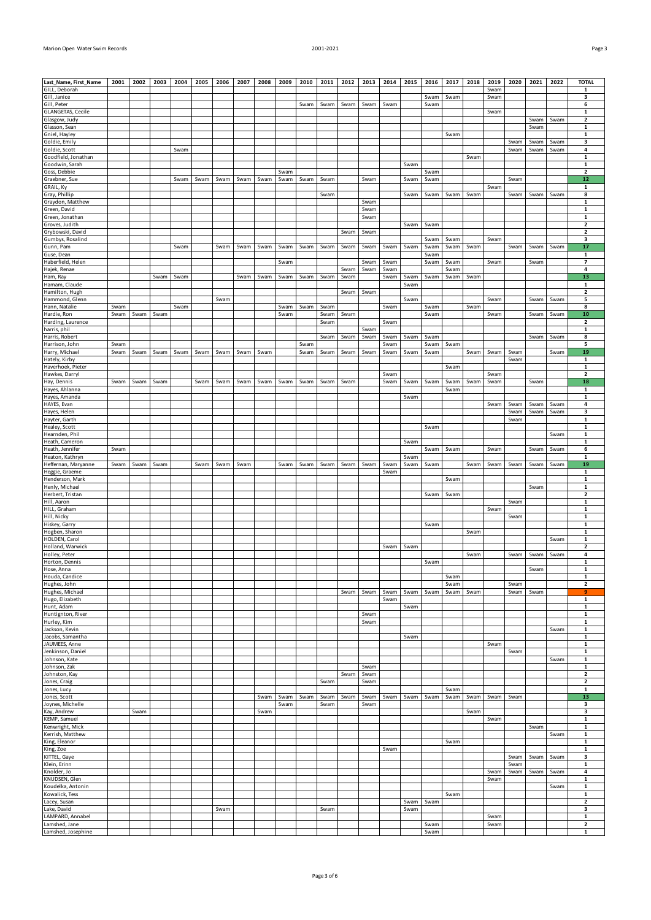| Last_Name, First_Name | 2001 | 2002 | 2003 | 2004 | 2005 | 2006 | 2007 | 2008 | 2009 | 2010 | 2011 | 2012 | 2013 | 2014 | 2015 | 2016 | 2017 | 2018 | 2019 | 2020 | 2021 | 2022 | TOTAL |
|---|---|---|---|---|---|---|---|---|---|---|---|---|---|---|---|---|---|---|---|---|---|---|---|
| GILL, Deborah | | | | | | | | | | | | | | | | | | | Swam | | | | 1 |
| Gill, Janice | | | | | | | | | | | | | | | | Swam | Swam | | Swam | | | | 3 |
| Gill, Peter | | | | | | | | | | Swam | Swam | Swam | Swam | Swam | | Swam | | | | | | | 6 |
| GLANGETAS, Cecile | | | | | | | | | | | | | | | | | | | Swam | | | | 1 |
| Glasgow, Judy | | | | | | | | | | | | | | | | | | | | | Swam | Swam | 2 |
| Glasson, Sean | | | | | | | | | | | | | | | | | | | | | Swam | | 1 |
| Gniel, Hayley | | | | | | | | | | | | | | | | | Swam | | | | | | 1 |
| Goldie, Emily | | | | | | | | | | | | | | | | | | | | Swam | Swam | Swam | 3 |
| Goldie, Scott | | | | Swam | | | | | | | | | | | | | | | | Swam | Swam | Swam | 4 |
| Goodfield, Jonathan | | | | | | | | | | | | | | | | | | Swam | | | | | 1 |
| Goodwin, Sarah | | | | | | | | | | | | | | | Swam | | | | | | | | 1 |
| Goss, Debbie | | | | | | | | | Swam | | | | | | | Swam | | | | | | | 2 |
| Graebner, Sue | | | | Swam | Swam | Swam | Swam | Swam | Swam | Swam | Swam | | Swam | | Swam | Swam | | | | Swam | | | 12 |
| GRAIL, Ky | | | | | | | | | | | | | | | | | | | Swam | | | | 1 |
| Gray, Phillip | | | | | | | | | | | Swam | | | | Swam | Swam | Swam | Swam | | Swam | Swam | Swam | 8 |
| Graydon, Matthew | | | | | | | | | | | | | Swam | | | | | | | | | | 1 |
| Green, David | | | | | | | | | | | | | Swam | | | | | | | | | | 1 |
| Green, Jonathan | | | | | | | | | | | | | Swam | | | | | | | | | | 1 |
| Groves, Judith | | | | | | | | | | | | | | | Swam | Swam | | | | | | | 2 |
| Grybowski, David | | | | | | | | | | | | Swam | Swam | | | | | | | | | | 2 |
| Gumbys, Rosalind | | | | | | | | | | | | | | | | Swam | Swam | | Swam | | | | 3 |
| Gunn, Pam | | | | Swam | | Swam | Swam | Swam | Swam | Swam | Swam | Swam | Swam | Swam | Swam | Swam | Swam | Swam | | Swam | Swam | Swam | 17 |
| Guse, Dean | | | | | | | | | | | | | | | | Swam | | | | | | | 1 |
| Haberfield, Helen | | | | | | | | | Swam | | | | Swam | Swam | | Swam | Swam | | Swam | | Swam | | 7 |
| Hajek, Renae | | | | | | | | | | | | Swam | Swam | Swam | | | Swam | | | | | | 4 |
| Ham, Ray | | | Swam | Swam | | | Swam | Swam | Swam | Swam | Swam | Swam | | Swam | Swam | Swam | Swam | Swam | | | | | 13 |
| Hamam, Claude | | | | | | | | | | | | | | | Swam | | | | | | | | 1 |
| Hamilton, Hugh | | | | | | | | | | | | Swam | Swam | | | | | | | | | | 2 |
| Hammond, Glenn | | | | | | Swam | | | | | | | | | Swam | | | | Swam | | Swam | Swam | 5 |
| Hann, Natalie | Swam | | | Swam | | | | | Swam | Swam | Swam | | | Swam | | Swam | | Swam | | | | | 8 |
| Hardie, Ron | Swam | Swam | Swam | | | | | | Swam | | Swam | Swam | | | | Swam | | | Swam | | Swam | Swam | 10 |
| Harding, Laurence | | | | | | | | | | | Swam | | | Swam | | | | | | | | | 2 |
| harris, phil | | | | | | | | | | | | | Swam | | | | | | | | | | 1 |
| Harris, Robert | | | | | | | | | | | Swam | Swam | Swam | Swam | Swam | Swam | | | | | Swam | Swam | 8 |
| Harrison, John | Swam | | | | | | | | | Swam | | | | Swam | | Swam | Swam | | | | | | 5 |
| Harry, Michael | Swam | Swam | Swam | Swam | Swam | Swam | Swam | Swam | | Swam | Swam | Swam | Swam | Swam | Swam | Swam | | Swam | Swam | Swam | | Swam | 19 |
| Hately, Kirby | | | | | | | | | | | | | | | | | | | | Swam | | | 1 |
| Haverhoek, Pieter | | | | | | | | | | | | | | | | | Swam | | | | | | 1 |
| Hawkes, Darryl | | | | | | | | | | | | | | Swam | | | | | Swam | | | | 2 |
| Hay, Dennis | Swam | Swam | Swam | | Swam | Swam | Swam | Swam | Swam | Swam | Swam | Swam | | Swam | Swam | Swam | Swam | Swam | Swam | | Swam | | 18 |
| Hayes, Ahlanna | | | | | | | | | | | | | | | | | Swam | | | | | | 1 |
| Hayes, Amanda | | | | | | | | | | | | | | | Swam | | | | | | | | 1 |
| HAYES, Evan | | | | | | | | | | | | | | | | | | | Swam | Swam | Swam | Swam | 4 |
| Hayes, Helen | | | | | | | | | | | | | | | | | | | | Swam | Swam | Swam | 3 |
| Hayter, Garth | | | | | | | | | | | | | | | | | | | | Swam | | | 1 |
| Healey, Scott | | | | | | | | | | | | | | | | Swam | | | | | | | 1 |
| Hearnden, Phil | | | | | | | | | | | | | | | | | | | | | | Swam | 1 |
| Heath, Cameron | | | | | | | | | | | | | | | Swam | | | | | | | | 1 |
| Heath, Jennifer | Swam | | | | | | | | | | | | | | | Swam | Swam | | Swam | | Swam | Swam | 6 |
| Heaton, Kathryn | | | | | | | | | | | | | | | Swam | | | | | | | | 1 |
| Heffernan, Maryanne | Swam | Swam | Swam | | Swam | Swam | Swam | | Swam | Swam | Swam | Swam | Swam | Swam | Swam | Swam | | Swam | Swam | Swam | Swam | Swam | 19 |
| Heggie, Graeme | | | | | | | | | | | | | | Swam | | | | | | | | | 1 |
| Henderson, Mark | | | | | | | | | | | | | | | | | Swam | | | | | | 1 |
| Henly, Michael | | | | | | | | | | | | | | | | | | | | | Swam | | 1 |
| Herbert, Tristan | | | | | | | | | | | | | | | | Swam | Swam | | | | | | 2 |
| Hill, Aaron | | | | | | | | | | | | | | | | | | | | Swam | | | 1 |
| HILL, Graham | | | | | | | | | | | | | | | | | | | Swam | | | | 1 |
| Hill, Nicky | | | | | | | | | | | | | | | | | | | | Swam | | | 1 |
| Hiskey, Garry | | | | | | | | | | | | | | | | Swam | | | | | | | 1 |
| Hogben, Sharon | | | | | | | | | | | | | | | | | | Swam | | | | | 1 |
| HOLDEN, Carol | | | | | | | | | | | | | | | | | | | | | | Swam | 1 |
| Holland, Warwick | | | | | | | | | | | | | | Swam | Swam | | | | | | | | 2 |
| Holley, Peter | | | | | | | | | | | | | | | | | | Swam | | Swam | Swam | Swam | 4 |
| Horton, Dennis | | | | | | | | | | | | | | | | Swam | | | | | | | 1 |
| Hose, Anna | | | | | | | | | | | | | | | | | | | | | Swam | | 1 |
| Houda, Candice | | | | | | | | | | | | | | | | | Swam | | | | | | 1 |
| Hughes, John | | | | | | | | | | | | | | | | | Swam | | | Swam | | | 2 |
| Hughes, Michael | | | | | | | | | | | | Swam | Swam | Swam | Swam | Swam | Swam | Swam | | Swam | Swam | | 9 |
| Hugo, Elizabeth | | | | | | | | | | | | | | Swam | | | | | | | | | 1 |
| Hunt, Adam | | | | | | | | | | | | | | | Swam | | | | | | | | 1 |
| Huntington, River | | | | | | | | | | | | | Swam | | | | | | | | | | 1 |
| Hurley, Kim | | | | | | | | | | | | | Swam | | | | | | | | | | 1 |
| Jackson, Kevin | | | | | | | | | | | | | | | | | | | | | | Swam | 1 |
| Jacobs, Samantha | | | | | | | | | | | | | | | Swam | | | | | | | | 1 |
| JAUMEES, Anne | | | | | | | | | | | | | | | | | | | Swam | | | | 1 |
| Jenkinson, Daniel | | | | | | | | | | | | | | | | | | | | Swam | | | 1 |
| Johnson, Kate | | | | | | | | | | | | | | | | | | | | | | Swam | 1 |
| Johnson, Zak | | | | | | | | | | | | | Swam | | | | | | | | | | 1 |
| Johnston, Kay | | | | | | | | | | | | Swam | Swam | | | | | | | | | | 2 |
| Jones, Craig | | | | | | | | | | | Swam | | Swam | | | | | | | | | | 2 |
| Jones, Lucy | | | | | | | | | | | | | | | | | Swam | | | | | | 1 |
| Jones, Scott | | | | | | | | Swam | Swam | Swam | Swam | Swam | Swam | Swam | Swam | Swam | Swam | Swam | Swam | Swam | | | 13 |
| Joynes, Michelle | | | | | | | | | Swam | | Swam | | Swam | | | | | | | | | | 3 |
| Kay, Andrew | | Swam | | | | | | Swam | | | | | | | | | | Swam | | | | | 3 |
| KEMP, Samuel | | | | | | | | | | | | | | | | | | | Swam | | | | 1 |
| Kenwright, Mick | | | | | | | | | | | | | | | | | | | | | Swam | | 1 |
| Kerrish, Matthew | | | | | | | | | | | | | | | | | | | | | | Swam | 1 |
| King, Eleanor | | | | | | | | | | | | | | | | | Swam | | | | | | 1 |
| King, Zoe | | | | | | | | | | | | | | Swam | | | | | | | | | 1 |
| KITTEL, Gaye | | | | | | | | | | | | | | | | | | | | Swam | Swam | Swam | 3 |
| Klein, Erinn | | | | | | | | | | | | | | | | | | | | Swam | | | 1 |
| Knolder, Jo | | | | | | | | | | | | | | | | | | | Swam | Swam | Swam | Swam | 4 |
| KNUDSEN, Glen | | | | | | | | | | | | | | | | | | | Swam | | | | 1 |
| Koudelka, Antonin | | | | | | | | | | | | | | | | | | | | | | Swam | 1 |
| Kowalick, Tess | | | | | | | | | | | | | | | | | Swam | | | | | | 1 |
| Lacey, Susan | | | | | | | | | | | | | | | Swam | Swam | | | | | | | 2 |
| Lake, David | | | | | | Swam | | | | | Swam | | | | Swam | | | | | | | | 3 |
| LAMPARD, Annabel | | | | | | | | | | | | | | | | | | | Swam | | | | 1 |
| Lamshed, Jane | | | | | | | | | | | | | | | | Swam | | | Swam | | | | 2 |
| Lamshed, Josephine | | | | | | | | | | | | | | | | Swam | | | | | | | 1 |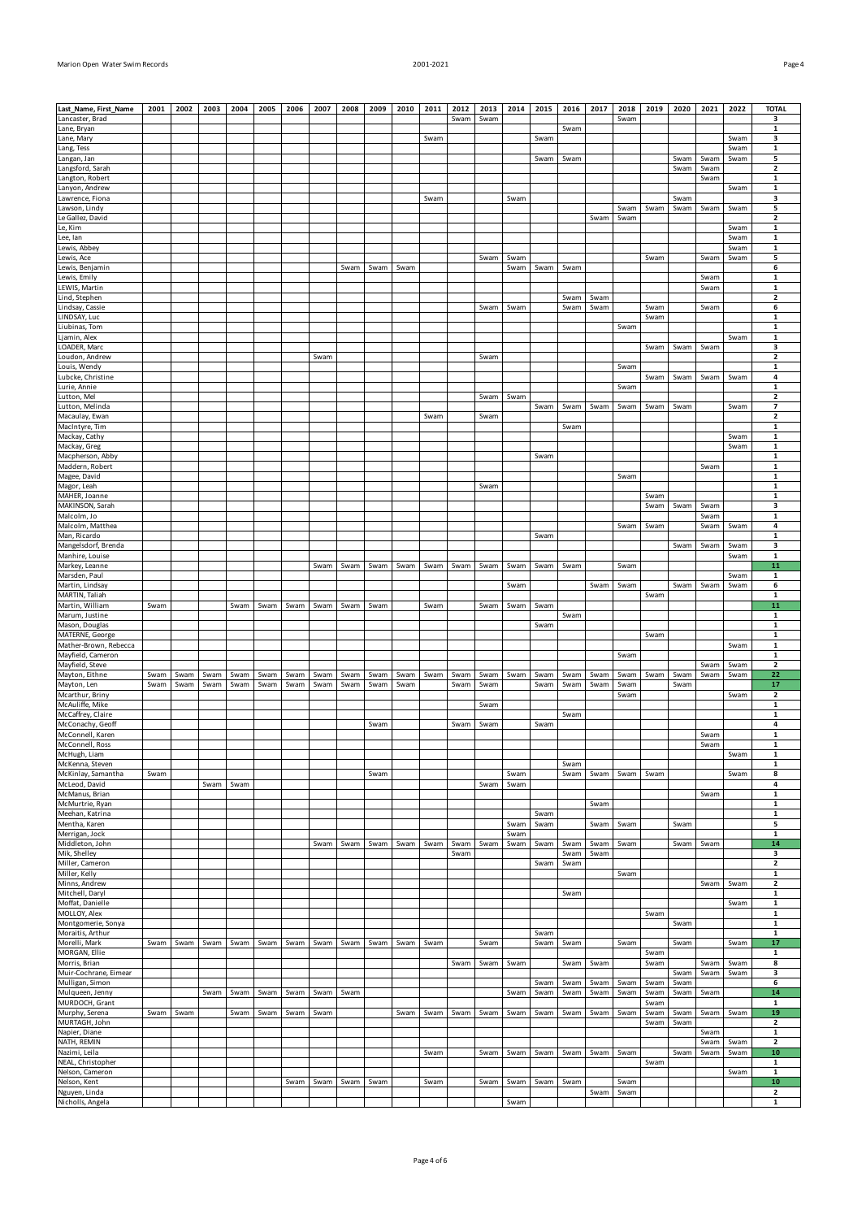| Last_Name, First_Name | 2001 | 2002 | 2003 | 2004 | 2005 | 2006 | 2007 | 2008 | 2009 | 2010 | 2011 | 2012 | 2013 | 2014 | 2015 | 2016 | 2017 | 2018 | 2019 | 2020 | 2021 | 2022 | TOTAL |
|---|---|---|---|---|---|---|---|---|---|---|---|---|---|---|---|---|---|---|---|---|---|---|---|
| Lancaster, Brad | | | | | | | | | | | | Swam | Swam | | | | | Swam | | | | | 3 |
| Lane, Bryan | | | | | | | | | | | | | | | | Swam | | | | | | | 1 |
| Lane, Mary | | | | | | | | | | | Swam | | | | Swam | | | | | | | Swam | 3 |
| Lang, Tess | | | | | | | | | | | | | | | | | | | | | | Swam | 1 |
| Langan, Jan | | | | | | | | | | | | | | | Swam | Swam | | | | Swam | Swam | Swam | 5 |
| Langsford, Sarah | | | | | | | | | | | | | | | | | | | | Swam | Swam | | 2 |
| Langton, Robert | | | | | | | | | | | | | | | | | | | | | Swam | | 1 |
| Lanyon, Andrew | | | | | | | | | | | | | | | | | | | | | | Swam | 1 |
| Lawrence, Fiona | | | | | | | | | | | Swam | | | Swam | | | | | | Swam | | | 3 |
| Lawson, Lindy | | | | | | | | | | | | | | | | | | Swam | Swam | Swam | Swam | Swam | 5 |
| Le Gallez, David | | | | | | | | | | | | | | | | | Swam | Swam | | | | | 2 |
| Le, Kim | | | | | | | | | | | | | | | | | | | | | | Swam | 1 |
| Lee, Ian | | | | | | | | | | | | | | | | | | | | | | Swam | 1 |
| Lewis, Abbey | | | | | | | | | | | | | | | | | | | | | | Swam | 1 |
| Lewis, Ace | | | | | | | | | | | | | Swam | Swam | | | | | Swam | | Swam | Swam | 5 |
| Lewis, Benjamin | | | | | | | | Swam | Swam | Swam | | | | Swam | Swam | Swam | | | | | | | 6 |
| Lewis, Emily | | | | | | | | | | | | | | | | | | | | | Swam | | 1 |
| LEWIS, Martin | | | | | | | | | | | | | | | | | | | | | Swam | | 1 |
| Lind, Stephen | | | | | | | | | | | | | | | | Swam | Swam | | | | | | 2 |
| Lindsay, Cassie | | | | | | | | | | | | | Swam | Swam | | Swam | Swam | | Swam | | Swam | | 6 |
| LINDSAY, Luc | | | | | | | | | | | | | | | | | | | Swam | | | | 1 |
| Liubinas, Tom | | | | | | | | | | | | | | | | | | Swam | | | | | 1 |
| Ljamin, Alex | | | | | | | | | | | | | | | | | | | | | | Swam | 1 |
| LOADER, Marc | | | | | | | | | | | | | | | | | | | Swam | Swam | Swam | | 3 |
| Loudon, Andrew | | | | | | | Swam | | | | | | Swam | | | | | | | | | | 2 |
| Louis, Wendy | | | | | | | | | | | | | | | | | | Swam | | | | | 1 |
| Lubcke, Christine | | | | | | | | | | | | | | | | | | | Swam | Swam | Swam | Swam | 4 |
| Lurie, Annie | | | | | | | | | | | | | | | | | | Swam | | | | | 1 |
| Lutton, Mel | | | | | | | | | | | | | Swam | Swam | | | | | | | | | 2 |
| Lutton, Melinda | | | | | | | | | | | | | | | Swam | Swam | Swam | Swam | Swam | Swam | | Swam | 7 |
| Macaulay, Ewan | | | | | | | | | | | Swam | | Swam | | | | | | | | | | 2 |
| MacIntyre, Tim | | | | | | | | | | | | | | | | Swam | | | | | | | 1 |
| Mackay, Cathy | | | | | | | | | | | | | | | | | | | | | | Swam | 1 |
| Mackay, Greg | | | | | | | | | | | | | | | | | | | | | | Swam | 1 |
| Macpherson, Abby | | | | | | | | | | | | | | | Swam | | | | | | | | 1 |
| Maddern, Robert | | | | | | | | | | | | | | | | | | | | | Swam | | 1 |
| Magee, David | | | | | | | | | | | | | | | | | | Swam | | | | | 1 |
| Magor, Leah | | | | | | | | | | | | | Swam | | | | | | | | | | 1 |
| MAHER, Joanne | | | | | | | | | | | | | | | | | | | Swam | | | | 1 |
| MAKINSON, Sarah | | | | | | | | | | | | | | | | | | | Swam | Swam | Swam | | 3 |
| Malcolm, Jo | | | | | | | | | | | | | | | | | | | | | Swam | | 1 |
| Malcolm, Matthea | | | | | | | | | | | | | | | | | | Swam | Swam | | Swam | Swam | 4 |
| Man, Ricardo | | | | | | | | | | | | | | | Swam | | | | | | | | 1 |
| Mangelsdorf, Brenda | | | | | | | | | | | | | | | | | | | | Swam | Swam | Swam | 3 |
| Manhire, Louise | | | | | | | | | | | | | | | | | | | | | | Swam | 1 |
| Markey, Leanne | | | | | | | Swam | Swam | Swam | Swam | Swam | Swam | Swam | Swam | Swam | Swam | | Swam | | | | | 11 |
| Marsden, Paul | | | | | | | | | | | | | | | | | | | | | | Swam | 1 |
| Martin, Lindsay | | | | | | | | | | | | | | Swam | | | Swam | Swam | | Swam | Swam | Swam | 6 |
| MARTIN, Taliah | | | | | | | | | | | | | | | | | | | Swam | | | | 1 |
| Martin, William | Swam | | | Swam | Swam | Swam | Swam | Swam | Swam | | Swam | | Swam | Swam | Swam | | | | | | | | 11 |
| Marum, Justine | | | | | | | | | | | | | | | | Swam | | | | | | | 1 |
| Mason, Douglas | | | | | | | | | | | | | | | Swam | | | | | | | | 1 |
| MATERNE, George | | | | | | | | | | | | | | | | | | | Swam | | | | 1 |
| Mather-Brown, Rebecca | | | | | | | | | | | | | | | | | | | | | | Swam | 1 |
| Mayfield, Cameron | | | | | | | | | | | | | | | | | | Swam | | | | | 1 |
| Mayfield, Steve | | | | | | | | | | | | | | | | | | | | | Swam | Swam | 2 |
| Mayton, Eithne | Swam | Swam | Swam | Swam | Swam | Swam | Swam | Swam | Swam | Swam | Swam | Swam | Swam | Swam | Swam | Swam | Swam | Swam | Swam | Swam | Swam | Swam | 22 |
| Mayton, Len | Swam | Swam | Swam | Swam | Swam | Swam | Swam | Swam | Swam | Swam | | Swam | Swam | | Swam | Swam | Swam | Swam | | Swam | | | 17 |
| Mcarthur, Briny | | | | | | | | | | | | | | | | | | Swam | | | | Swam | 2 |
| McAuliffe, Mike | | | | | | | | | | | | | Swam | | | | | | | | | | 1 |
| McCaffrey, Claire | | | | | | | | | | | | | | | | Swam | | | | | | | 1 |
| McConachy, Geoff | | | | | | | | | Swam | | | Swam | Swam | | Swam | | | | | | | | 4 |
| McConnell, Karen | | | | | | | | | | | | | | | | | | | | | Swam | | 1 |
| McConnell, Ross | | | | | | | | | | | | | | | | | | | | | Swam | | 1 |
| McHugh, Liam | | | | | | | | | | | | | | | | | | | | | | Swam | 1 |
| McKenna, Steven | | | | | | | | | | | | | | | | Swam | | | | | | | 1 |
| McKinlay, Samantha | Swam | | | | | | | | Swam | | | | | Swam | | Swam | Swam | Swam | Swam | | | Swam | 8 |
| McLeod, David | | | Swam | Swam | | | | | | | | | Swam | Swam | | | | | | | | | 4 |
| McManus, Brian | | | | | | | | | | | | | | | | | | | | | Swam | | 1 |
| McMurtrie, Ryan | | | | | | | | | | | | | | | | | Swam | | | | | | 1 |
| Meehan, Katrina | | | | | | | | | | | | | | | Swam | | | | | | | | 1 |
| Mentha, Karen | | | | | | | | | | | | | | Swam | Swam | | Swam | Swam | | Swam | | | 5 |
| Merrigan, Jock | | | | | | | | | | | | | | Swam | | | | | | | | | 1 |
| Middleton, John | | | | | | | Swam | Swam | Swam | Swam | Swam | Swam | Swam | Swam | Swam | Swam | Swam | Swam | | Swam | Swam | | 14 |
| Mik, Shelley | | | | | | | | | | | | Swam | | | | Swam | Swam | | | | | | 3 |
| Miller, Cameron | | | | | | | | | | | | | | | Swam | Swam | | | | | | | 2 |
| Miller, Kelly | | | | | | | | | | | | | | | | | | Swam | | | | | 1 |
| Minns, Andrew | | | | | | | | | | | | | | | | | | | | | Swam | Swam | 2 |
| Mitchell, Daryl | | | | | | | | | | | | | | | | Swam | | | | | | | 1 |
| Moffat, Danielle | | | | | | | | | | | | | | | | | | | | | | Swam | 1 |
| MOLLOY, Alex | | | | | | | | | | | | | | | | | | | Swam | | | | 1 |
| Montgomerie, Sonya | | | | | | | | | | | | | | | | | | | | Swam | | | 1 |
| Moraitis, Arthur | | | | | | | | | | | | | | | Swam | | | | | | | | 1 |
| Morelli, Mark | Swam | Swam | Swam | Swam | Swam | Swam | Swam | Swam | Swam | Swam | Swam | | Swam | | Swam | Swam | | Swam | | Swam | | Swam | 17 |
| MORGAN, Ellie | | | | | | | | | | | | | | | | | | | Swam | | | | 1 |
| Morris, Brian | | | | | | | | | | | | Swam | Swam | Swam | | Swam | Swam | | Swam | | Swam | Swam | 8 |
| Muir-Cochrane, Eimear | | | | | | | | | | | | | | | | | | | | Swam | Swam | Swam | 3 |
| Mulligan, Simon | | | | | | | | | | | | | | | Swam | Swam | Swam | Swam | Swam | Swam | | | 6 |
| Mulqueen, Jenny | | | Swam | Swam | Swam | Swam | Swam | Swam | | | | | | Swam | Swam | Swam | Swam | Swam | Swam | Swam | Swam | | 14 |
| MURDOCH, Grant | | | | | | | | | | | | | | | | | | | Swam | | | | 1 |
| Murphy, Serena | Swam | Swam | | Swam | Swam | Swam | Swam | | | Swam | Swam | Swam | Swam | Swam | Swam | Swam | Swam | Swam | Swam | Swam | Swam | Swam | 19 |
| MURTAGH, John | | | | | | | | | | | | | | | | | | | Swam | Swam | | | 2 |
| Napier, Diane | | | | | | | | | | | | | | | | | | | | | Swam | | 1 |
| NATH, REMIN | | | | | | | | | | | | | | | | | | | | | Swam | Swam | 2 |
| Nazimi, Leila | | | | | | | | | | | Swam | | Swam | Swam | Swam | Swam | Swam | Swam | | Swam | Swam | Swam | 10 |
| NEAL, Christopher | | | | | | | | | | | | | | | | | | | Swam | | | | 1 |
| Nelson, Cameron | | | | | | | | | | | | | | | | | | | | | | Swam | 1 |
| Nelson, Kent | | | | | | Swam | Swam | Swam | Swam | | Swam | | Swam | Swam | Swam | Swam | | Swam | | | | | 10 |
| Nguyen, Linda | | | | | | | | | | | | | | | | | Swam | Swam | | | | | 2 |
| Nicholls, Angela | | | | | | | | | | | | | | Swam | | | | | | | | | 1 |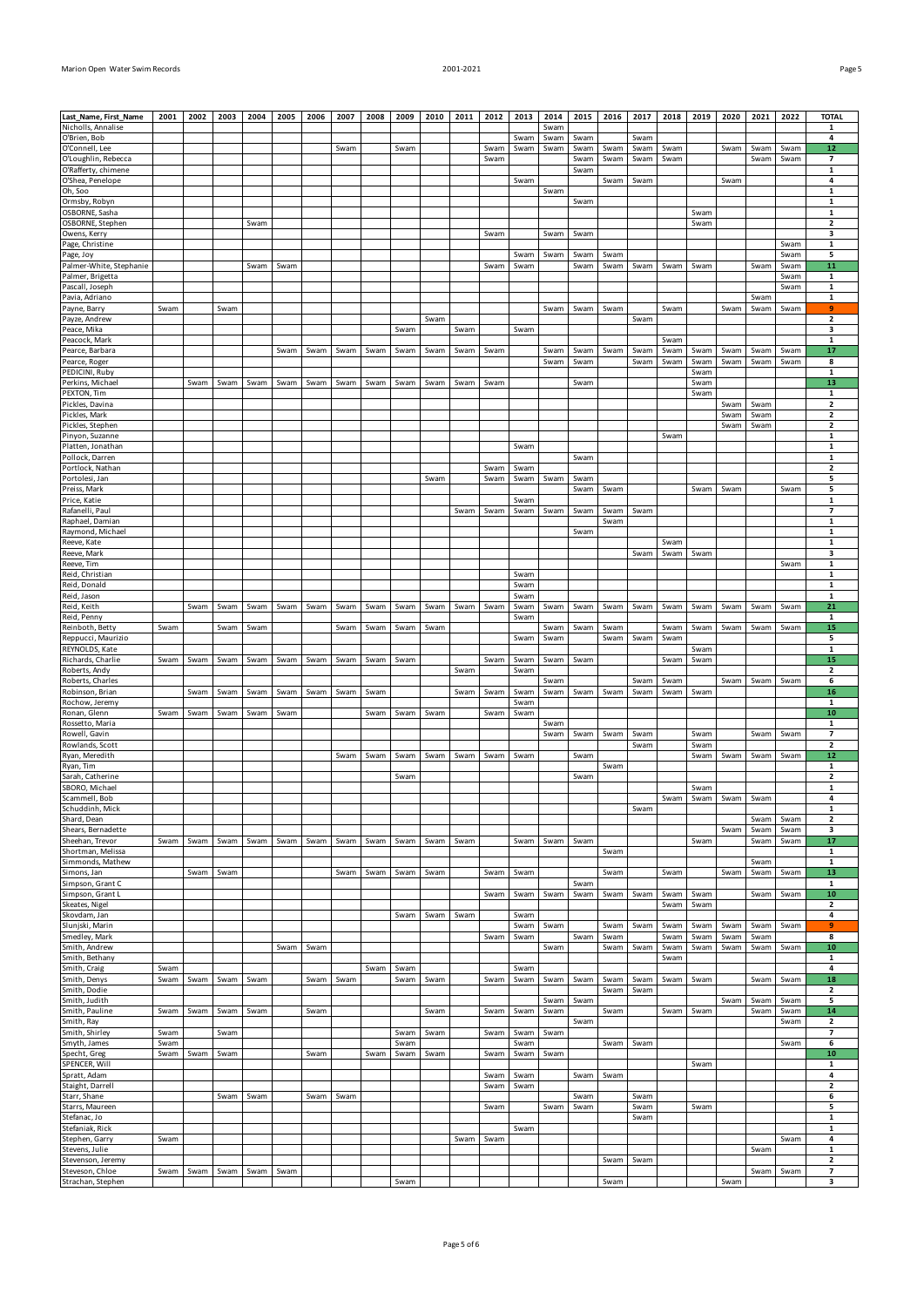| Last_Name, First_Name | 2001 | 2002 | 2003 | 2004 | 2005 | 2006 | 2007 | 2008 | 2009 | 2010 | 2011 | 2012 | 2013 | 2014 | 2015 | 2016 | 2017 | 2018 | 2019 | 2020 | 2021 | 2022 | TOTAL |
|---|---|---|---|---|---|---|---|---|---|---|---|---|---|---|---|---|---|---|---|---|---|---|---|
| Nicholls, Annalise | | | | | | | | | | | | | | Swam | | | | | | | | | 1 |
| O'Brien, Bob | | | | | | | | | | | | | Swam | Swam | Swam | | Swam | | | | | | 4 |
| O'Connell, Lee | | | | | | | Swam | | Swam | | | Swam | Swam | Swam | Swam | Swam | Swam | Swam | | Swam | Swam | Swam | 12 |
| O'Loughlin, Rebecca | | | | | | | | | | | | Swam | | | Swam | Swam | Swam | Swam | | | Swam | Swam | 7 |
| O'Rafferty, chimene | | | | | | | | | | | | | | | Swam | | | | | | | | 1 |
| O'Shea, Penelope | | | | | | | | | | | | | Swam | | | Swam | Swam | | | Swam | | | 4 |
| Oh, Soo | | | | | | | | | | | | | | Swam | | | | | | | | | 1 |
| Ormsby, Robyn | | | | | | | | | | | | | | | Swam | | | | | | | | 1 |
| OSBORNE, Sasha | | | | | | | | | | | | | | | | | | | Swam | | | | 1 |
| OSBORNE, Stephen | | | | Swam | | | | | | | | | | | | | | | Swam | | | | 2 |
| Owens, Kerry | | | | | | | | | | | | Swam | | Swam | Swam | | | | | | | | 3 |
| Page, Christine | | | | | | | | | | | | | | | | | | | | | | Swam | 1 |
| Page, Joy | | | | | | | | | | | | | Swam | Swam | Swam | Swam | | | | | | Swam | 5 |
| Palmer-White, Stephanie | | | | Swam | Swam | | | | | | | Swam | Swam | | Swam | Swam | Swam | Swam | Swam | | Swam | Swam | 11 |
| Palmer, Brigetta | | | | | | | | | | | | | | | | | | | | | | Swam | 1 |
| Pascall, Joseph | | | | | | | | | | | | | | | | | | | | | | Swam | 1 |
| Pavia, Adriano | | | | | | | | | | | | | | | | | | | | | Swam | | 1 |
| Payne, Barry | Swam | | Swam | | | | | | | | | | | Swam | Swam | Swam | | Swam | | Swam | Swam | Swam | 9 |
| Payze, Andrew | | | | | | | | | | Swam | | | | | | | Swam | | | | | | 2 |
| Peace, Mika | | | | | | | | | Swam | | Swam | | Swam | | | | | | | | | | 3 |
| Peacock, Mark | | | | | | | | | | | | | | | | | | Swam | | | | | 1 |
| Pearce, Barbara | | | | | Swam | Swam | Swam | Swam | Swam | Swam | Swam | Swam | | Swam | Swam | Swam | Swam | Swam | Swam | Swam | Swam | Swam | 17 |
| Pearce, Roger | | | | | | | | | | | | | | Swam | Swam | | Swam | Swam | Swam | Swam | Swam | Swam | 8 |
| PEDICINI, Ruby | | | | | | | | | | | | | | | | | | | Swam | | | | 1 |
| Perkins, Michael | | Swam | Swam | Swam | Swam | Swam | Swam | Swam | Swam | Swam | Swam | Swam | | | Swam | | | | Swam | | | | 13 |
| PEXTON, Tim | | | | | | | | | | | | | | | | | | | Swam | | | | 1 |
| Pickles, Davina | | | | | | | | | | | | | | | | | | | | Swam | Swam | | 2 |
| Pickles, Mark | | | | | | | | | | | | | | | | | | | | Swam | Swam | | 2 |
| Pickles, Stephen | | | | | | | | | | | | | | | | | | | | Swam | Swam | | 2 |
| Pinyon, Suzanne | | | | | | | | | | | | | | | | | | Swam | | | | | 1 |
| Platten, Jonathan | | | | | | | | | | | | | Swam | | | | | | | | | | 1 |
| Pollock, Darren | | | | | | | | | | | | | | | Swam | | | | | | | | 1 |
| Portlock, Nathan | | | | | | | | | | | | Swam | Swam | | | | | | | | | | 2 |
| Portolesi, Jan | | | | | | | | | | Swam | | Swam | Swam | Swam | Swam | | | | | | | | 5 |
| Preiss, Mark | | | | | | | | | | | | | | | Swam | Swam | | | Swam | Swam | | Swam | 5 |
| Price, Katie | | | | | | | | | | | | | Swam | | | | | | | | | | 1 |
| Rafanelli, Paul | | | | | | | | | | | Swam | Swam | Swam | Swam | Swam | Swam | Swam | | | | | | 7 |
| Raphael, Damian | | | | | | | | | | | | | | | | Swam | | | | | | | 1 |
| Raymond, Michael | | | | | | | | | | | | | | | Swam | | | | | | | | 1 |
| Reeve, Kate | | | | | | | | | | | | | | | | | | Swam | | | | | 1 |
| Reeve, Mark | | | | | | | | | | | | | | | | | Swam | Swam | Swam | | | | 3 |
| Reeve, Tim | | | | | | | | | | | | | | | | | | | | | | Swam | 1 |
| Reid, Christian | | | | | | | | | | | | | Swam | | | | | | | | | | 1 |
| Reid, Donald | | | | | | | | | | | | | Swam | | | | | | | | | | 1 |
| Reid, Jason | | | | | | | | | | | | | Swam | | | | | | | | | | 1 |
| Reid, Keith | | Swam | Swam | Swam | Swam | Swam | Swam | Swam | Swam | Swam | Swam | Swam | Swam | Swam | Swam | Swam | Swam | Swam | Swam | Swam | Swam | Swam | 21 |
| Reid, Penny | | | | | | | | | | | | | Swam | | | | | | | | | | 1 |
| Reinboth, Betty | Swam | | Swam | Swam | | | Swam | Swam | Swam | Swam | | | | Swam | Swam | Swam | | Swam | Swam | Swam | Swam | Swam | 15 |
| Reppucci, Maurizio | | | | | | | | | | | | | Swam | Swam | | Swam | Swam | Swam | | | | | 5 |
| REYNOLDS, Kate | | | | | | | | | | | | | | | | | | | Swam | | | | 1 |
| Richards, Charlie | Swam | Swam | Swam | Swam | Swam | Swam | Swam | Swam | Swam | | | Swam | Swam | Swam | Swam | | | Swam | Swam | | | | 15 |
| Roberts, Andy | | | | | | | | | | | Swam | | Swam | | | | | | | | | | 2 |
| Roberts, Charles | | | | | | | | | | | | | | Swam | | | Swam | Swam | | Swam | Swam | Swam | 6 |
| Robinson, Brian | | Swam | Swam | Swam | Swam | Swam | Swam | Swam | | | Swam | Swam | Swam | Swam | Swam | Swam | Swam | Swam | Swam | | | | 16 |
| Rochow, Jeremy | | | | | | | | | | | | | Swam | | | | | | | | | | 1 |
| Ronan, Glenn | Swam | Swam | Swam | Swam | Swam | | | Swam | Swam | Swam | | Swam | Swam | | | | | | | | | | 10 |
| Rossetto, Maria | | | | | | | | | | | | | | Swam | | | | | | | | | 1 |
| Rowell, Gavin | | | | | | | | | | | | | | Swam | Swam | Swam | Swam | | Swam | | Swam | Swam | 7 |
| Rowlands, Scott | | | | | | | | | | | | | | | | | Swam | | Swam | | | | 2 |
| Ryan, Meredith | | | | | | | Swam | Swam | Swam | Swam | Swam | Swam | Swam | | Swam | | | | Swam | Swam | Swam | Swam | 12 |
| Ryan, Tim | | | | | | | | | | | | | | | | Swam | | | | | | | 1 |
| Sarah, Catherine | | | | | | | | | Swam | | | | | | Swam | | | | | | | | 2 |
| SBORO, Michael | | | | | | | | | | | | | | | | | | | Swam | | | | 1 |
| Scammell, Bob | | | | | | | | | | | | | | | | | | Swam | Swam | Swam | Swam | | 4 |
| Schuddinh, Mick | | | | | | | | | | | | | | | | | Swam | | | | | | 1 |
| Shard, Dean | | | | | | | | | | | | | | | | | | | | | Swam | Swam | 2 |
| Shears, Bernadette | | | | | | | | | | | | | | | | | | | | Swam | Swam | Swam | 3 |
| Sheehan, Trevor | Swam | Swam | Swam | Swam | Swam | Swam | Swam | Swam | Swam | Swam | Swam | | Swam | Swam | Swam | | | | Swam | | Swam | Swam | 17 |
| Shortman, Melissa | | | | | | | | | | | | | | | | Swam | | | | | | | 1 |
| Simmonds, Mathew | | | | | | | | | | | | | | | | | | | | | Swam | | 1 |
| Simons, Jan | | Swam | Swam | | | | Swam | Swam | Swam | Swam | | Swam | Swam | | | Swam | | Swam | | Swam | Swam | Swam | 13 |
| Simpson, Grant C | | | | | | | | | | | | | | | Swam | | | | | | | | 1 |
| Simpson, Grant L | | | | | | | | | | | | Swam | Swam | Swam | Swam | Swam | Swam | Swam | Swam | | Swam | Swam | 10 |
| Skeates, Nigel | | | | | | | | | | | | | | | | | | Swam | Swam | | | | 2 |
| Skovdam, Jan | | | | | | | | | Swam | Swam | Swam | | Swam | | | | | | | | | | 4 |
| Slunjski, Marin | | | | | | | | | | | | | Swam | Swam | | Swam | Swam | Swam | Swam | Swam | Swam | Swam | 9 |
| Smedley, Mark | | | | | | | | | | | | Swam | Swam | | Swam | Swam | | Swam | Swam | Swam | Swam | | 8 |
| Smith, Andrew | | | | | Swam | Swam | | | | | | | | Swam | | Swam | Swam | Swam | Swam | Swam | Swam | Swam | 10 |
| Smith, Bethany | | | | | | | | | | | | | | | | | | Swam | | | | | 1 |
| Smith, Craig | Swam | | | | | | | Swam | Swam | | | | Swam | | | | | | | | | | 4 |
| Smith, Denys | Swam | Swam | Swam | Swam | | Swam | Swam | | Swam | Swam | | Swam | Swam | Swam | Swam | Swam | Swam | Swam | Swam | | Swam | Swam | 18 |
| Smith, Dodie | | | | | | | | | | | | | | | | Swam | Swam | | | | | | 2 |
| Smith, Judith | | | | | | | | | | | | | | Swam | Swam | | | | | Swam | Swam | Swam | 5 |
| Smith, Pauline | Swam | Swam | Swam | Swam | | Swam | | | | Swam | | Swam | Swam | Swam | | Swam | | Swam | Swam | | Swam | Swam | 14 |
| Smith, Ray | | | | | | | | | | | | | | | Swam | | | | | | | Swam | 2 |
| Smith, Shirley | Swam | | Swam | | | | | | Swam | Swam | | Swam | Swam | Swam | | | | | | | | | 7 |
| Smyth, James | Swam | | | | | | | | Swam | | | | Swam | | | Swam | Swam | | | | | Swam | 6 |
| Specht, Greg | Swam | Swam | Swam | | | Swam | | Swam | Swam | Swam | | Swam | Swam | Swam | | | | | | | | | 10 |
| SPENCER, Will | | | | | | | | | | | | | | | | | | | Swam | | | | 1 |
| Spratt, Adam | | | | | | | | | | | | Swam | Swam | | Swam | Swam | | | | | | | 4 |
| Staight, Darrell | | | | | | | | | | | | Swam | Swam | | | | | | | | | | 2 |
| Starr, Shane | | | Swam | Swam | | Swam | Swam | | | | | | | | Swam | | Swam | | | | | | 6 |
| Starrs, Maureen | | | | | | | | | | | | Swam | | Swam | Swam | | Swam | | Swam | | | | 5 |
| Stefanac, Jo | | | | | | | | | | | | | | | | | Swam | | | | | | 1 |
| Stefaniak, Rick | | | | | | | | | | | | | Swam | | | | | | | | | | 1 |
| Stephen, Garry | Swam | | | | | | | | | | Swam | Swam | | | | | | | | | | Swam | 4 |
| Stevens, Julie | | | | | | | | | | | | | | | | | | | | | Swam | | 1 |
| Stevenson, Jeremy | | | | | | | | | | | | | | | | Swam | Swam | | | | | | 2 |
| Steveson, Chloe | Swam | Swam | Swam | Swam | Swam | | | | | | | | | | | | | | | | Swam | Swam | 7 |
| Strachan, Stephen | | | | | | | | | Swam | | | | | | | Swam | | | | Swam | | | 3 |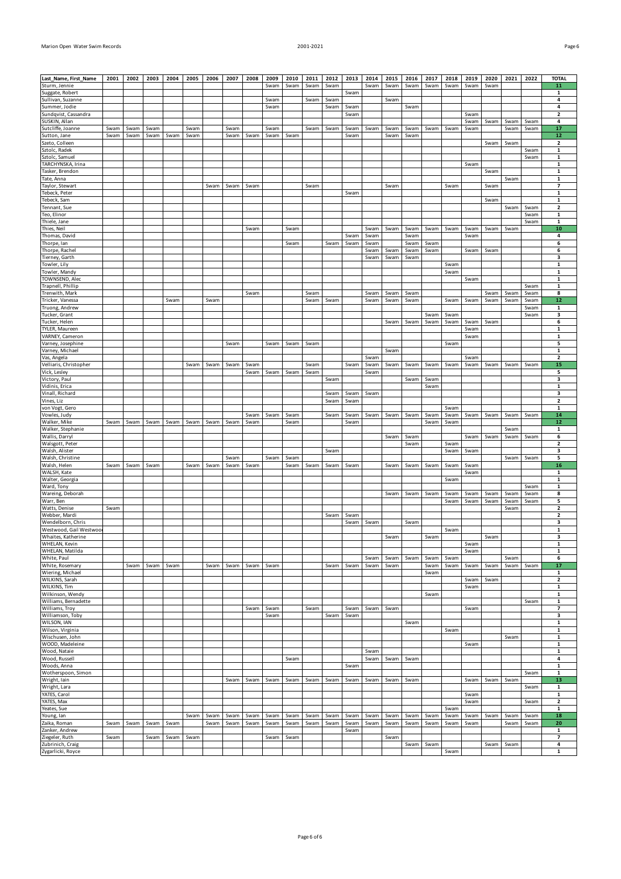| Last_Name, First_Name | 2001 | 2002 | 2003 | 2004 | 2005 | 2006 | 2007 | 2008 | 2009 | 2010 | 2011 | 2012 | 2013 | 2014 | 2015 | 2016 | 2017 | 2018 | 2019 | 2020 | 2021 | 2022 | TOTAL |
|---|---|---|---|---|---|---|---|---|---|---|---|---|---|---|---|---|---|---|---|---|---|---|---|
| Sturm, Jennie | | | | | | | | | Swam | Swam | Swam | Swam | | Swam | Swam | Swam | Swam | Swam | Swam | Swam | | | 11 |
| Suggate, Robert | | | | | | | | | | | | | Swam | | | | | | | | | | 1 |
| Sullivan, Suzanne | | | | | | | | | Swam | | Swam | Swam | | | Swam | | | | | | | | 4 |
| Summer, Jodie | | | | | | | | | Swam | | | Swam | Swam | | | Swam | | | | | | | 4 |
| Sundqvist, Cassandra | | | | | | | | | | | | | Swam | | | | | | Swam | | | | 2 |
| SUSKIN, Allan | | | | | | | | | | | | | | | | | | | Swam | Swam | Swam | Swam | 4 |
| Sutcliffe, Joanne | Swam | Swam | Swam | | Swam | | Swam | | Swam | | Swam | Swam | Swam | Swam | Swam | Swam | Swam | Swam | Swam | | Swam | Swam | 17 |
| Sutton, Jane | Swam | Swam | Swam | Swam | Swam | | Swam | Swam | Swam | Swam | | | Swam | | Swam | Swam | | | | | | | 12 |
| Szeto, Colleen | | | | | | | | | | | | | | | | | | | | Swam | Swam | | 2 |
| Sztolc, Radek | | | | | | | | | | | | | | | | | | | | | | Swam | 1 |
| Sztolc, Samuel | | | | | | | | | | | | | | | | | | | | | | Swam | 1 |
| TARCHYNSKA, Irina | | | | | | | | | | | | | | | | | | | Swam | | | | 1 |
| Tasker, Brendon | | | | | | | | | | | | | | | | | | | | Swam | | | 1 |
| Tate, Anna | | | | | | | | | | | | | | | | | | | | | Swam | | 1 |
| Taylor, Stewart | | | | | | Swam | Swam | Swam | | | Swam | | | | Swam | | | Swam | | Swam | | | 7 |
| Tebeck, Peter | | | | | | | | | | | | | Swam | | | | | | | | | | 1 |
| Tebeck, Sam | | | | | | | | | | | | | | | | | | | | Swam | | | 1 |
| Tennant, Sue | | | | | | | | | | | | | | | | | | | | | Swam | Swam | 2 |
| Teo, Elinor | | | | | | | | | | | | | | | | | | | | | | Swam | 1 |
| Thiele, Jane | | | | | | | | | | | | | | | | | | | | | | Swam | 1 |
| Thies, Neil | | | | | | | | Swam | | Swam | | | | Swam | Swam | Swam | Swam | Swam | Swam | Swam | Swam | | 10 |
| Thomas, David | | | | | | | | | | | | | Swam | Swam | | Swam | | | Swam | | | | 4 |
| Thorpe, Ian | | | | | | | | | | Swam | | Swam | Swam | Swam | | Swam | Swam | | | | | | 6 |
| Thorpe, Rachel | | | | | | | | | | | | | | Swam | Swam | Swam | Swam | | Swam | Swam | | | 6 |
| Tierney, Garth | | | | | | | | | | | | | | Swam | Swam | Swam | | | | | | | 3 |
| Towler, Lily | | | | | | | | | | | | | | | | | | Swam | | | | | 1 |
| Towler, Mandy | | | | | | | | | | | | | | | | | | Swam | | | | | 1 |
| TOWNSEND, Alec | | | | | | | | | | | | | | | | | | | Swam | | | | 1 |
| Trapnell, Phillip | | | | | | | | | | | | | | | | | | | | | | Swam | 1 |
| Trenwith, Mark | | | | | | | | Swam | | | Swam | | | Swam | Swam | Swam | | | | Swam | Swam | Swam | 8 |
| Tricker, Vanessa | | | | Swam | | Swam | | | | | Swam | Swam | | Swam | Swam | Swam | | Swam | Swam | Swam | Swam | Swam | 12 |
| Truong, Andrew | | | | | | | | | | | | | | | | | | | | | | Swam | 1 |
| Tucker, Grant | | | | | | | | | | | | | | | | | Swam | Swam | | | | Swam | 3 |
| Tucker, Helen | | | | | | | | | | | | | | | Swam | Swam | Swam | Swam | Swam | Swam | | | 6 |
| TYLER, Maureen | | | | | | | | | | | | | | | | | | | Swam | | | | 1 |
| VARNEY, Cameron | | | | | | | | | | | | | | | | | | | Swam | | | | 1 |
| Varney, Josephine | | | | | | | Swam | | Swam | Swam | Swam | | | | | | | Swam | | | | | 5 |
| Varney, Michael | | | | | | | | | | | | | | | Swam | | | | | | | | 1 |
| Vas, Angela | | | | | | | | | | | | | | Swam | | | | | Swam | | | | 2 |
| Velliaris, Christopher | | | | | Swam | Swam | Swam | Swam | | | Swam | | Swam | Swam | Swam | Swam | Swam | Swam | Swam | Swam | Swam | Swam | 15 |
| Vick, Lesley | | | | | | | | Swam | Swam | Swam | Swam | | | Swam | | | | | | | | | 5 |
| Victory, Paul | | | | | | | | | | | | Swam | | | | Swam | Swam | | | | | | 3 |
| Vidinis, Erica | | | | | | | | | | | | | | | | | Swam | | | | | | 1 |
| Vinall, Richard | | | | | | | | | | | | Swam | Swam | Swam | | | | | | | | | 3 |
| Vines, Liz | | | | | | | | | | | | Swam | Swam | | | | | | | | | | 2 |
| von Vogt, Gero | | | | | | | | | | | | | | | | | | Swam | | | | | 1 |
| Vowles, Judy | | | | | | | | Swam | Swam | Swam | | Swam | Swam | Swam | Swam | Swam | Swam | Swam | Swam | Swam | Swam | Swam | 14 |
| Walker, Mike | Swam | Swam | Swam | Swam | Swam | Swam | Swam | Swam | | Swam | | | Swam | | | | Swam | Swam | | | | | 12 |
| Walker, Stephanie | | | | | | | | | | | | | | | | | | | | | Swam | | 1 |
| Wallis, Darryl | | | | | | | | | | | | | | | Swam | Swam | | | Swam | Swam | Swam | Swam | 6 |
| Walsgott, Peter | | | | | | | | | | | | | | | | Swam | | Swam | | | | | 2 |
| Walsh, Alister | | | | | | | | | | | | Swam | | | | | | Swam | Swam | | | | 3 |
| Walsh, Christine | | | | | | | Swam | | Swam | Swam | | | | | | | | | | | Swam | Swam | 5 |
| Walsh, Helen | Swam | Swam | Swam | | Swam | Swam | Swam | Swam | | Swam | Swam | Swam | Swam | | Swam | Swam | Swam | Swam | Swam | | | | 16 |
| WALSH, Kate | | | | | | | | | | | | | | | | | | | Swam | | | | 1 |
| Walter, Georgia | | | | | | | | | | | | | | | | | | Swam | | | | | 1 |
| Ward, Tony | | | | | | | | | | | | | | | | | | | | | | Swam | 1 |
| Wareing, Deborah | | | | | | | | | | | | | | | Swam | Swam | Swam | Swam | Swam | Swam | Swam | Swam | 8 |
| Warr, Ben | | | | | | | | | | | | | | | | | | Swam | Swam | Swam | Swam | Swam | 5 |
| Watts, Denise | Swam | | | | | | | | | | | | | | | | | | | | Swam | | 2 |
| Webber, Mardi | | | | | | | | | | | | Swam | Swam | | | | | | | | | | 2 |
| Wendelborn, Chris | | | | | | | | | | | | | Swam | Swam | | Swam | | | | | | | 3 |
| Westwood, Gail Westwoo | | | | | | | | | | | | | | | | | | Swam | | | | | 1 |
| Whaites, Katherine | | | | | | | | | | | | | | | Swam | | Swam | | | Swam | | | 3 |
| WHELAN, Kevin | | | | | | | | | | | | | | | | | | | Swam | | | | 1 |
| WHELAN, Matilda | | | | | | | | | | | | | | | | | | | Swam | | | | 1 |
| White, Paul | | | | | | | | | | | | | | Swam | Swam | Swam | Swam | Swam | | | Swam | | 6 |
| White, Rosemary | | Swam | Swam | Swam | | Swam | Swam | Swam | Swam | | | Swam | Swam | Swam | Swam | | Swam | Swam | Swam | Swam | Swam | Swam | 17 |
| Wiering, Michael | | | | | | | | | | | | | | | | | Swam | | | | | | 1 |
| WILKINS, Sarah | | | | | | | | | | | | | | | | | | | Swam | Swam | | | 2 |
| WILKINS, Tim | | | | | | | | | | | | | | | | | | | Swam | | | | 1 |
| Wilkinson, Wendy | | | | | | | | | | | | | | | | | Swam | | | | | | 1 |
| Williams, Bernadette | | | | | | | | | | | | | | | | | | | | | | Swam | 1 |
| Williams, Troy | | | | | | | | Swam | Swam | | Swam | | Swam | Swam | Swam | | | | Swam | | | | 7 |
| Williamson, Toby | | | | | | | | | Swam | | | Swam | Swam | | | | | | | | | | 3 |
| WILSON, IAN | | | | | | | | | | | | | | | | Swam | | | | | | | 1 |
| Wilson, Virginia | | | | | | | | | | | | | | | | | | Swam | | | | | 1 |
| Wischusen, John | | | | | | | | | | | | | | | | | | | | | Swam | | 1 |
| WOOD, Madeleine | | | | | | | | | | | | | | | | | | | Swam | | | | 1 |
| Wood, Nataie | | | | | | | | | | | | | | Swam | | | | | | | | | 1 |
| Wood, Russell | | | | | | | | | | Swam | | | | Swam | Swam | Swam | | | | | | | 4 |
| Woods, Anna | | | | | | | | | | | | | Swam | | | | | | | | | | 1 |
| Wotherspoon, Simon | | | | | | | | | | | | | | | | | | | | | | Swam | 1 |
| Wright, Iain | | | | | | | Swam | Swam | Swam | Swam | Swam | Swam | Swam | Swam | Swam | Swam | | | Swam | Swam | Swam | | 13 |
| Wright, Lara | | | | | | | | | | | | | | | | | | | | | | Swam | 1 |
| YATES, Carol | | | | | | | | | | | | | | | | | | | Swam | | | | 1 |
| YATES, Max | | | | | | | | | | | | | | | | | | | Swam | | | Swam | 2 |
| Yeates, Sue | | | | | | | | | | | | | | | | | | Swam | | | | | 1 |
| Young, Ian | | | | | Swam | Swam | Swam | Swam | Swam | Swam | Swam | Swam | Swam | Swam | Swam | Swam | Swam | Swam | Swam | Swam | Swam | Swam | 18 |
| Zaika, Roman | Swam | Swam | Swam | Swam | | Swam | Swam | Swam | Swam | Swam | Swam | Swam | Swam | Swam | Swam | Swam | Swam | Swam | Swam | | Swam | Swam | 20 |
| Zanker, Andrew | | | | | | | | | | | | | Swam | | | | | | | | | | 1 |
| Ziegeler, Ruth | Swam | | Swam | Swam | Swam | | | | Swam | Swam | | | | | Swam | | | | | | | | 7 |
| Zubrinich, Craig | | | | | | | | | | | | | | | | Swam | Swam | | | Swam | Swam | | 4 |
| Zygarlicki, Royce | | | | | | | | | | | | | | | | | | Swam | | | | | 1 |